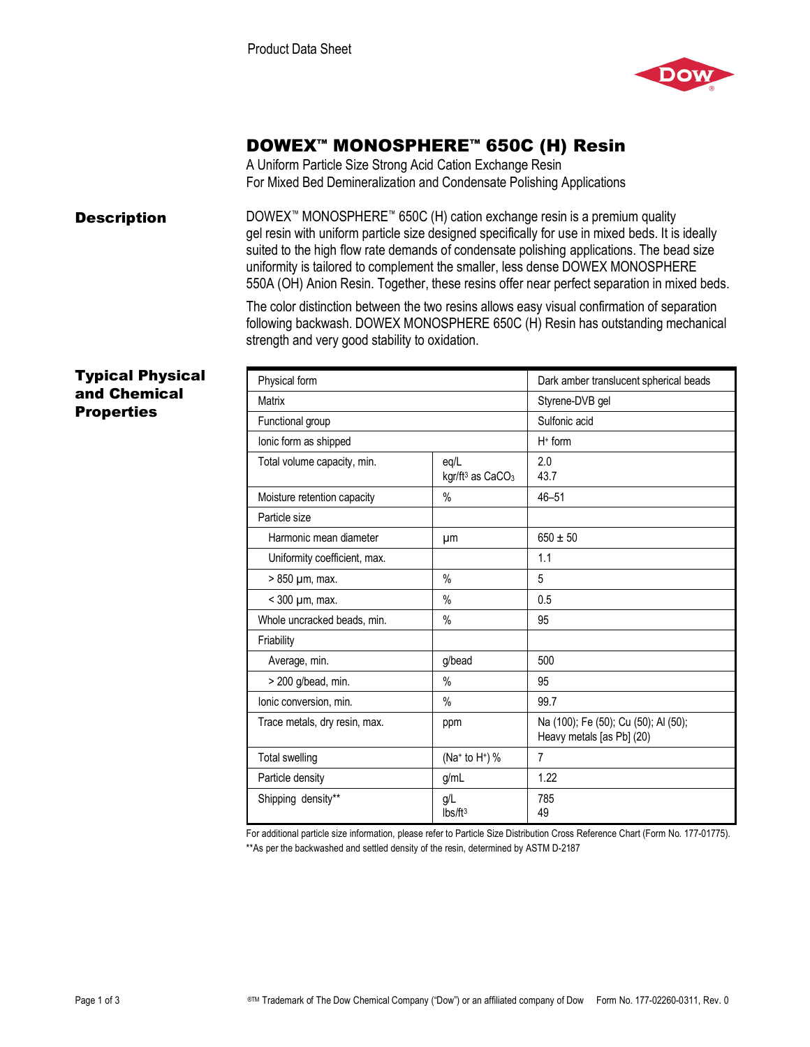Product Data Sheet

# DOWEX™ MONOSPHERE™ 650C (H) Resin

A Uniform Particle Size Strong Acid Cation Exchange Resin
For Mixed Bed Demineralization and Condensate Polishing Applications

## Description

DOWEX™ MONOSPHERE™ 650C (H) cation exchange resin is a premium quality gel resin with uniform particle size designed specifically for use in mixed beds. It is ideally suited to the high flow rate demands of condensate polishing applications. The bead size uniformity is tailored to complement the smaller, less dense DOWEX MONOSPHERE 550A (OH) Anion Resin. Together, these resins offer near perfect separation in mixed beds.

The color distinction between the two resins allows easy visual confirmation of separation following backwash. DOWEX MONOSPHERE 650C (H) Resin has outstanding mechanical strength and very good stability to oxidation.

## Typical Physical and Chemical Properties

| Property | Unit | Value |
|---|---|---|
| Physical form | | Dark amber translucent spherical beads |
| Matrix | | Styrene-DVB gel |
| Functional group | | Sulfonic acid |
| Ionic form as shipped | | $H^+$ form |
| Total volume capacity, min. | eq/L<br>kgr/ft³ as $CaCO_3$ | 2.0<br>43.7 |
| Moisture retention capacity | % | 46–51 |
| Particle size | | |
| Harmonic mean diameter | µm | 650 ± 50 |
| Uniformity coefficient, max. | | 1.1 |
| > 850 µm, max. | % | 5 |
| < 300 µm, max. | % | 0.5 |
| Whole uncracked beads, min. | % | 95 |
| Friability | | |
| Average, min. | g/bead | 500 |
| > 200 g/bead, min. | % | 95 |
| Ionic conversion, min. | % | 99.7 |
| Trace metals, dry resin, max. | ppm | Na (100); Fe (50); Cu (50); Al (50); Heavy metals [as Pb] (20) |
| Total swelling | ($Na^+$ to $H^+$) % | 7 |
| Particle density | g/mL | 1.22 |
| Shipping density** | g/L<br>lbs/ft³ | 785<br>49 |

For additional particle size information, please refer to Particle Size Distribution Cross Reference Chart (Form No. 177-01775).

**As per the backwashed and settled density of the resin, determined by ASTM D-2187

®™ Trademark of The Dow Chemical Company ("Dow") or an affiliated company of Dow    Form No. 177-02260-0311, Rev. 0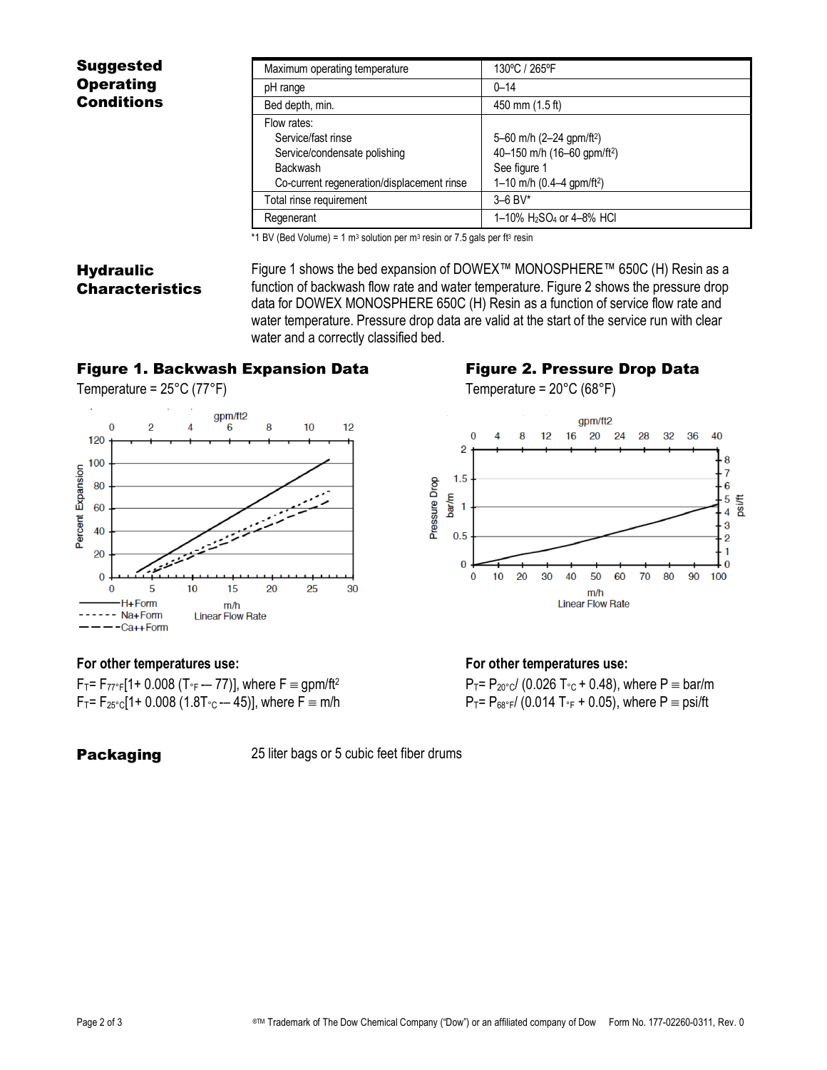## Suggested Operating Conditions

| Parameter | Value |
|---|---|
| Maximum operating temperature | 130ºC / 265ºF |
| pH range | 0–14 |
| Bed depth, min. | 450 mm (1.5 ft) |
| Flow rates: | |
| Service/fast rinse | 5–60 m/h (2–24 gpm/ft$^2$) |
| Service/condensate polishing | 40–150 m/h (16–60 gpm/ft$^2$) |
| Backwash | See figure 1 |
| Co-current regeneration/displacement rinse | 1–10 m/h (0.4–4 gpm/ft$^2$) |
| Total rinse requirement | 3–6 BV* |
| Regenerant | 1–10% $H_2SO_4$ or 4–8% HCl |

*1 BV (Bed Volume) = 1 m$^3$ solution per m$^3$ resin or 7.5 gals per ft$^3$ resin

## Hydraulic Characteristics

Figure 1 shows the bed expansion of DOWEX™ MONOSPHERE™ 650C (H) Resin as a function of backwash flow rate and water temperature. Figure 2 shows the pressure drop data for DOWEX MONOSPHERE 650C (H) Resin as a function of service flow rate and water temperature. Pressure drop data are valid at the start of the service run with clear water and a correctly classified bed.

### Figure 1. Backwash Expansion Data

Temperature = 25°C (77°F)

**For other temperatures use:**

$F_T = F_{77°F}[1 + 0.008 (T_{°F} - 77)]$, where F ≡ gpm/ft$^2$

$F_T = F_{25°C}[1 + 0.008 (1.8T_{°C} - 45)]$, where F ≡ m/h

### Figure 2. Pressure Drop Data

Temperature = 20°C (68°F)

**For other temperatures use:**

$P_T = P_{20°C} / (0.026\, T_{°C} + 0.48)$, where P ≡ bar/m

$P_T = P_{68°F} / (0.014\, T_{°F} + 0.05)$, where P ≡ psi/ft

## Packaging

25 liter bags or 5 cubic feet fiber drums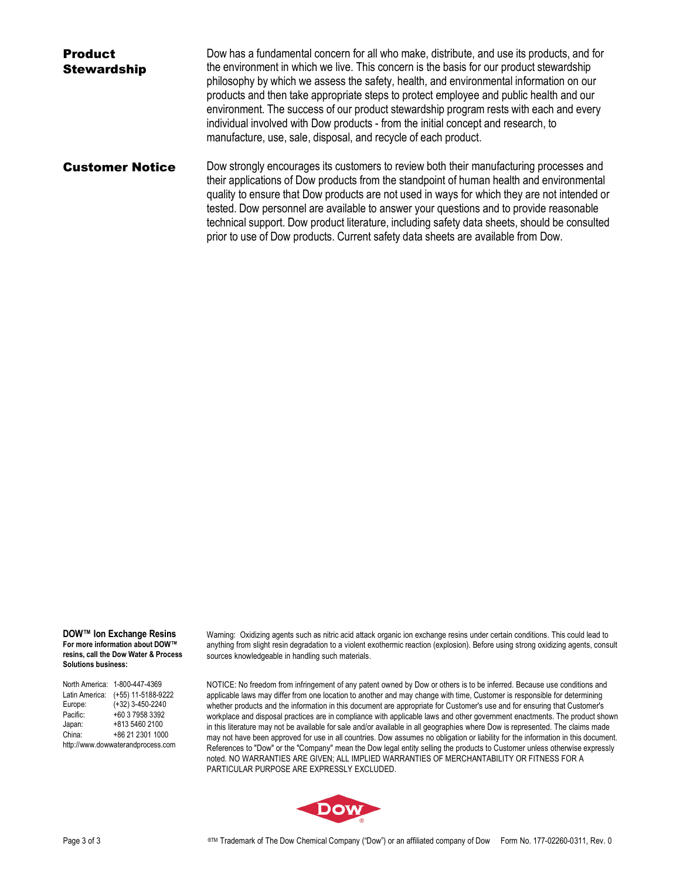## Product Stewardship

Dow has a fundamental concern for all who make, distribute, and use its products, and for the environment in which we live. This concern is the basis for our product stewardship philosophy by which we assess the safety, health, and environmental information on our products and then take appropriate steps to protect employee and public health and our environment. The success of our product stewardship program rests with each and every individual involved with Dow products - from the initial concept and research, to manufacture, use, sale, disposal, and recycle of each product.

## Customer Notice

Dow strongly encourages its customers to review both their manufacturing processes and their applications of Dow products from the standpoint of human health and environmental quality to ensure that Dow products are not used in ways for which they are not intended or tested. Dow personnel are available to answer your questions and to provide reasonable technical support. Dow product literature, including safety data sheets, should be consulted prior to use of Dow products. Current safety data sheets are available from Dow.

**DOW™ Ion Exchange Resins**
**For more information about DOW™ resins, call the Dow Water & Process Solutions business:**

| | |
|---|---|
| North America: | 1-800-447-4369 |
| Latin America: | (+55) 11-5188-9222 |
| Europe: | (+32) 3-450-2240 |
| Pacific: | +60 3 7958 3392 |
| Japan: | +813 5460 2100 |
| China: | +86 21 2301 1000 |

http://www.dowwaterandprocess.com

Warning: Oxidizing agents such as nitric acid attack organic ion exchange resins under certain conditions. This could lead to anything from slight resin degradation to a violent exothermic reaction (explosion). Before using strong oxidizing agents, consult sources knowledgeable in handling such materials.

NOTICE: No freedom from infringement of any patent owned by Dow or others is to be inferred. Because use conditions and applicable laws may differ from one location to another and may change with time, Customer is responsible for determining whether products and the information in this document are appropriate for Customer's use and for ensuring that Customer's workplace and disposal practices are in compliance with applicable laws and other government enactments. The product shown in this literature may not be available for sale and/or available in all geographies where Dow is represented. The claims made may not have been approved for use in all countries. Dow assumes no obligation or liability for the information in this document. References to "Dow" or the "Company" mean the Dow legal entity selling the products to Customer unless otherwise expressly noted. NO WARRANTIES ARE GIVEN; ALL IMPLIED WARRANTIES OF MERCHANTABILITY OR FITNESS FOR A PARTICULAR PURPOSE ARE EXPRESSLY EXCLUDED.

®™ Trademark of The Dow Chemical Company ("Dow") or an affiliated company of Dow    Form No. 177-02260-0311, Rev. 0